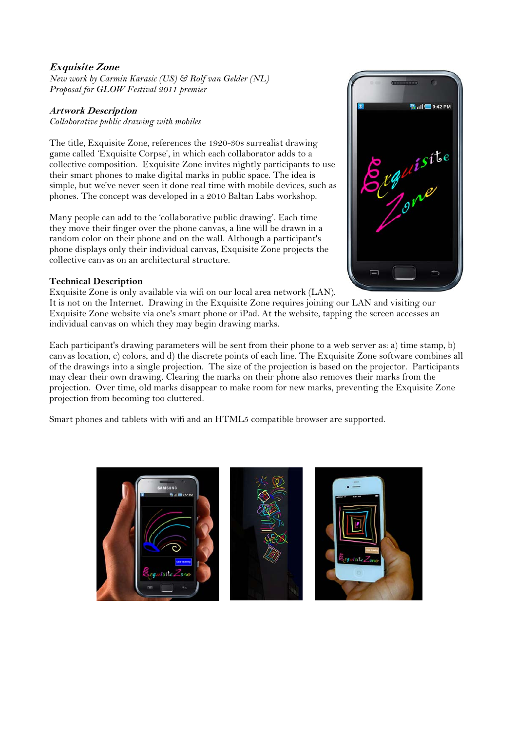## *Exquisite Zone*

*New work by Carmin Karasic (US) & Rolf van Gelder (NL)*
*Proposal for GLOW Festival 2011 premier*

### *Artwork Description*

*Collaborative public drawing with mobiles*

The title, Exquisite Zone, references the 1920-30s surrealist drawing game called 'Exquisite Corpse', in which each collaborator adds to a collective composition. Exquisite Zone invites nightly participants to use their smart phones to make digital marks in public space. The idea is simple, but we've never seen it done real time with mobile devices, such as phones. The concept was developed in a 2010 Baltan Labs workshop.

Many people can add to the 'collaborative public drawing'. Each time they move their finger over the phone canvas, a line will be drawn in a random color on their phone and on the wall. Although a participant's phone displays only their individual canvas, Exquisite Zone projects the collective canvas on an architectural structure.

### Technical Description

Exquisite Zone is only available via wifi on our local area network (LAN). It is not on the Internet. Drawing in the Exquisite Zone requires joining our LAN and visiting our Exquisite Zone website via one's smart phone or iPad. At the website, tapping the screen accesses an individual canvas on which they may begin drawing marks.

Each participant's drawing parameters will be sent from their phone to a web server as: a) time stamp, b) canvas location, c) colors, and d) the discrete points of each line. The Exquisite Zone software combines all of the drawings into a single projection. The size of the projection is based on the projector. Participants may clear their own drawing. Clearing the marks on their phone also removes their marks from the projection. Over time, old marks disappear to make room for new marks, preventing the Exquisite Zone projection from becoming too cluttered.

Smart phones and tablets with wifi and an HTML5 compatible browser are supported.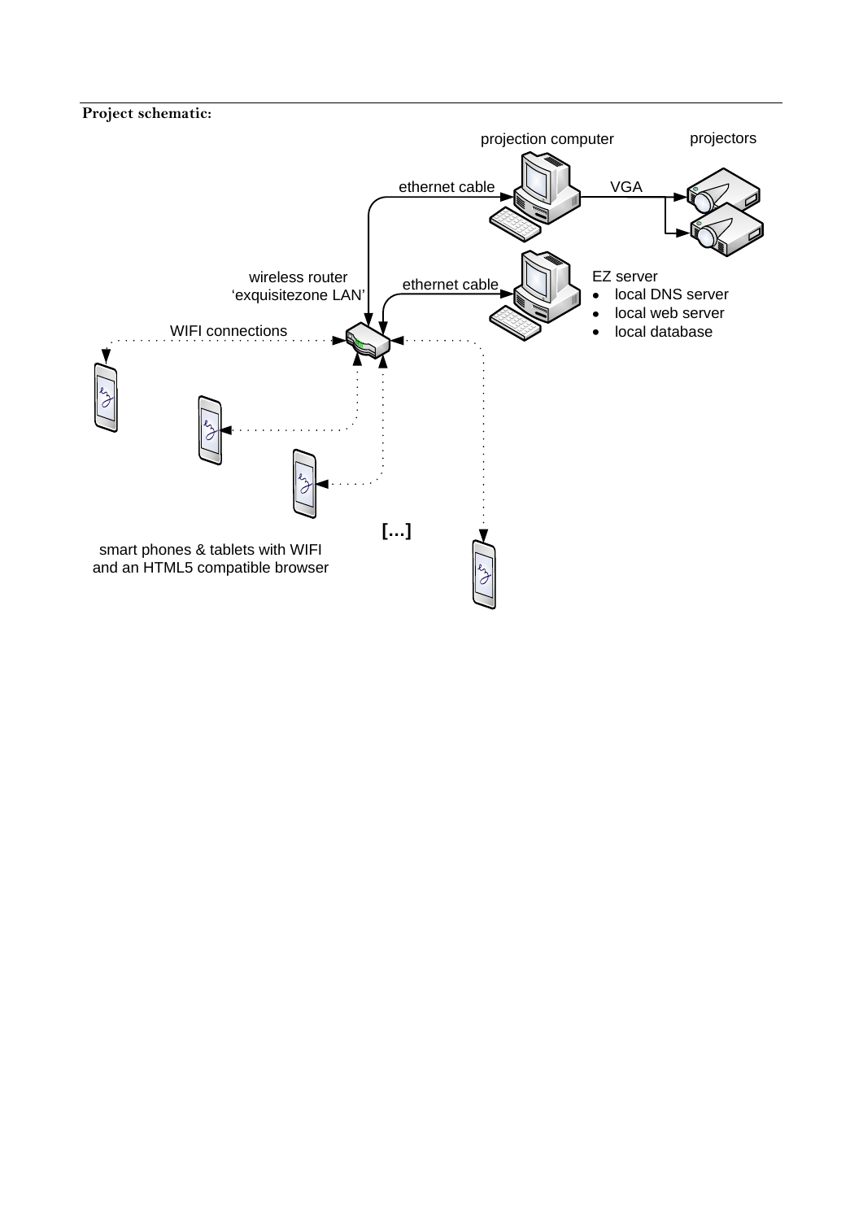**Project schematic:**

projection computer

projectors

ethernet cable

VGA

wireless router
'exquisitezone LAN'

ethernet cable

EZ server
- local DNS server
- local web server
- local database

WIFI connections

[…]

smart phones & tablets with WIFI
and an HTML5 compatible browser